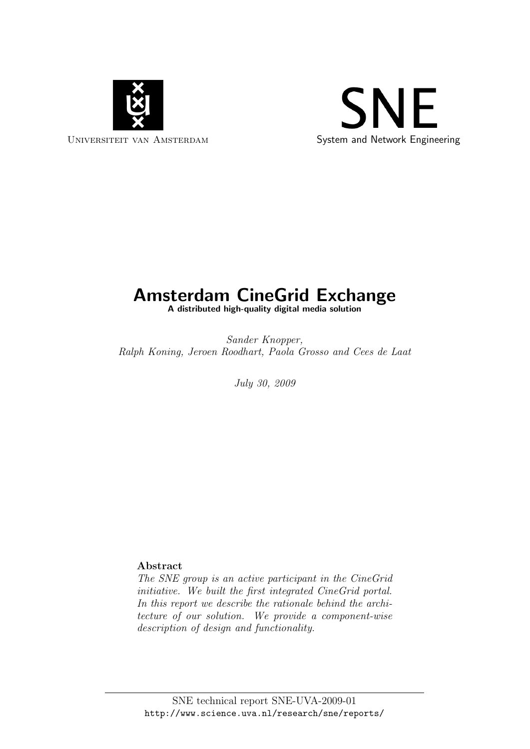Universiteit van Amsterdam

SNE
System and Network Engineering

# Amsterdam CineGrid Exchange

**A distributed high-quality digital media solution**

*Sander Knopper,*
*Ralph Koning, Jeroen Roodhart, Paola Grosso and Cees de Laat*

*July 30, 2009*

**Abstract**

*The SNE group is an active participant in the CineGrid initiative. We built the first integrated CineGrid portal. In this report we describe the rationale behind the architecture of our solution. We provide a component-wise description of design and functionality.*

SNE technical report SNE-UVA-2009-01
http://www.science.uva.nl/research/sne/reports/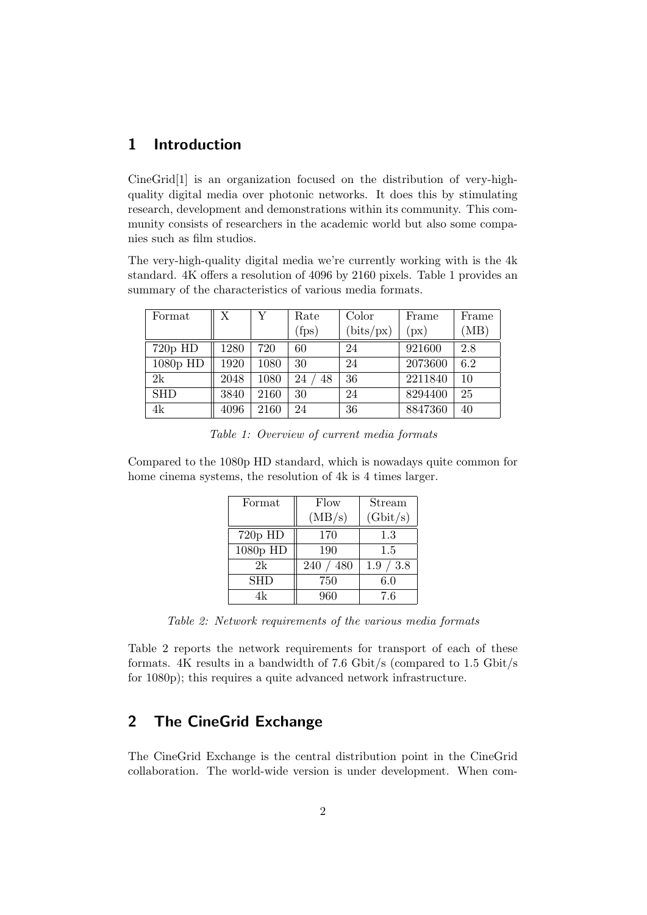## 1 Introduction

CineGrid[1] is an organization focused on the distribution of very-high-quality digital media over photonic networks. It does this by stimulating research, development and demonstrations within its community. This community consists of researchers in the academic world but also some companies such as film studios.

The very-high-quality digital media we're currently working with is the 4k standard. 4K offers a resolution of 4096 by 2160 pixels. Table 1 provides an summary of the characteristics of various media formats.

| Format | X | Y | Rate (fps) | Color (bits/px) | Frame (px) | Frame (MB) |
|---|---|---|---|---|---|---|
| 720p HD | 1280 | 720 | 60 | 24 | 921600 | 2.8 |
| 1080p HD | 1920 | 1080 | 30 | 24 | 2073600 | 6.2 |
| 2k | 2048 | 1080 | 24 / 48 | 36 | 2211840 | 10 |
| SHD | 3840 | 2160 | 30 | 24 | 8294400 | 25 |
| 4k | 4096 | 2160 | 24 | 36 | 8847360 | 40 |

*Table 1: Overview of current media formats*

Compared to the 1080p HD standard, which is nowadays quite common for home cinema systems, the resolution of 4k is 4 times larger.

| Format | Flow (MB/s) | Stream (Gbit/s) |
|---|---|---|
| 720p HD | 170 | 1.3 |
| 1080p HD | 190 | 1.5 |
| 2k | 240 / 480 | 1.9 / 3.8 |
| SHD | 750 | 6.0 |
| 4k | 960 | 7.6 |

*Table 2: Network requirements of the various media formats*

Table 2 reports the network requirements for transport of each of these formats. 4K results in a bandwidth of 7.6 Gbit/s (compared to 1.5 Gbit/s for 1080p); this requires a quite advanced network infrastructure.

## 2 The CineGrid Exchange

The CineGrid Exchange is the central distribution point in the CineGrid collaboration. The world-wide version is under development. When com-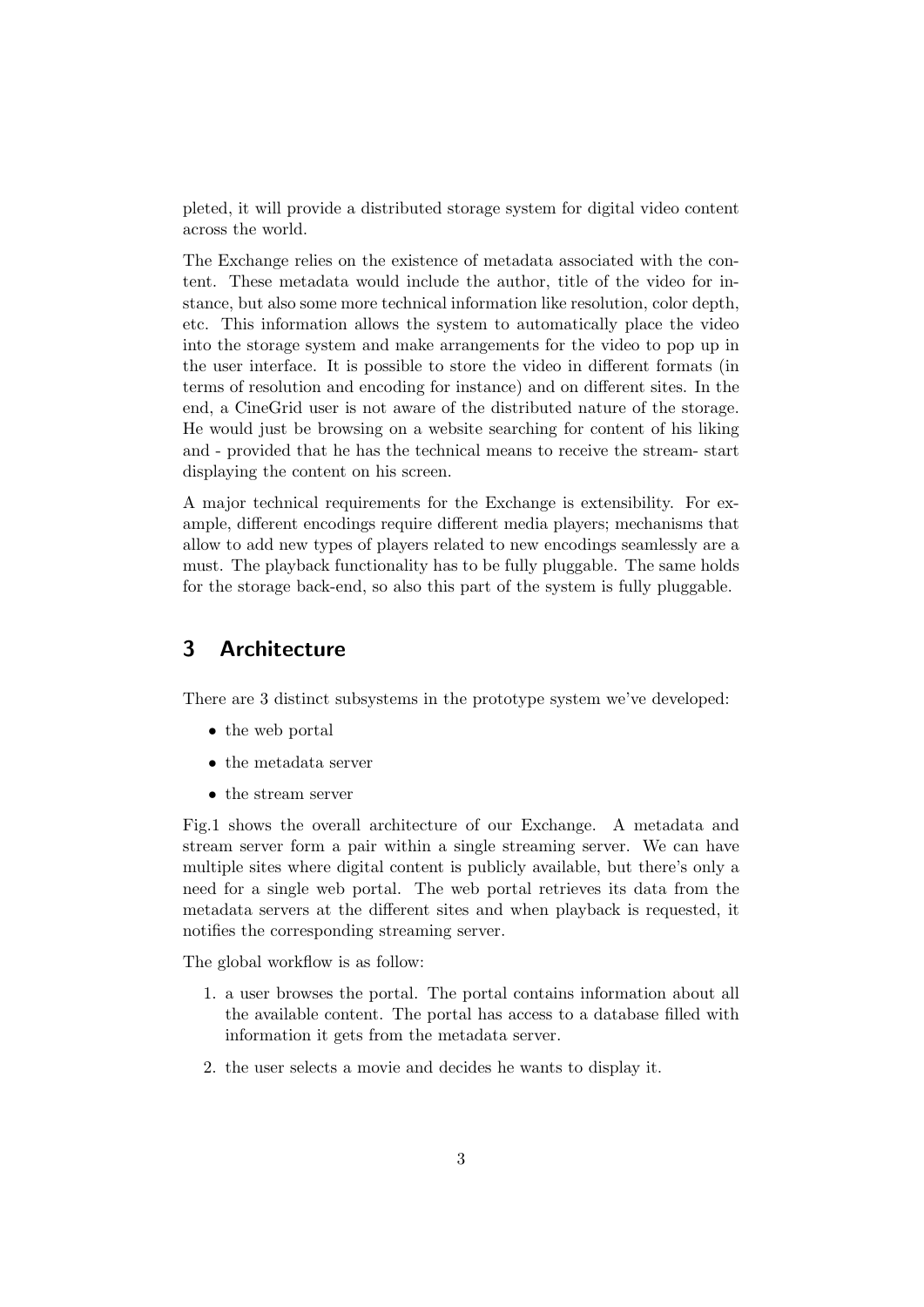pleted, it will provide a distributed storage system for digital video content across the world.

The Exchange relies on the existence of metadata associated with the content. These metadata would include the author, title of the video for instance, but also some more technical information like resolution, color depth, etc. This information allows the system to automatically place the video into the storage system and make arrangements for the video to pop up in the user interface. It is possible to store the video in different formats (in terms of resolution and encoding for instance) and on different sites. In the end, a CineGrid user is not aware of the distributed nature of the storage. He would just be browsing on a website searching for content of his liking and - provided that he has the technical means to receive the stream- start displaying the content on his screen.

A major technical requirements for the Exchange is extensibility. For example, different encodings require different media players; mechanisms that allow to add new types of players related to new encodings seamlessly are a must. The playback functionality has to be fully pluggable. The same holds for the storage back-end, so also this part of the system is fully pluggable.

## 3 Architecture

There are 3 distinct subsystems in the prototype system we've developed:

- the web portal
- the metadata server
- the stream server

Fig.1 shows the overall architecture of our Exchange. A metadata and stream server form a pair within a single streaming server. We can have multiple sites where digital content is publicly available, but there's only a need for a single web portal. The web portal retrieves its data from the metadata servers at the different sites and when playback is requested, it notifies the corresponding streaming server.

The global workflow is as follow:

1. a user browses the portal. The portal contains information about all the available content. The portal has access to a database filled with information it gets from the metadata server.
2. the user selects a movie and decides he wants to display it.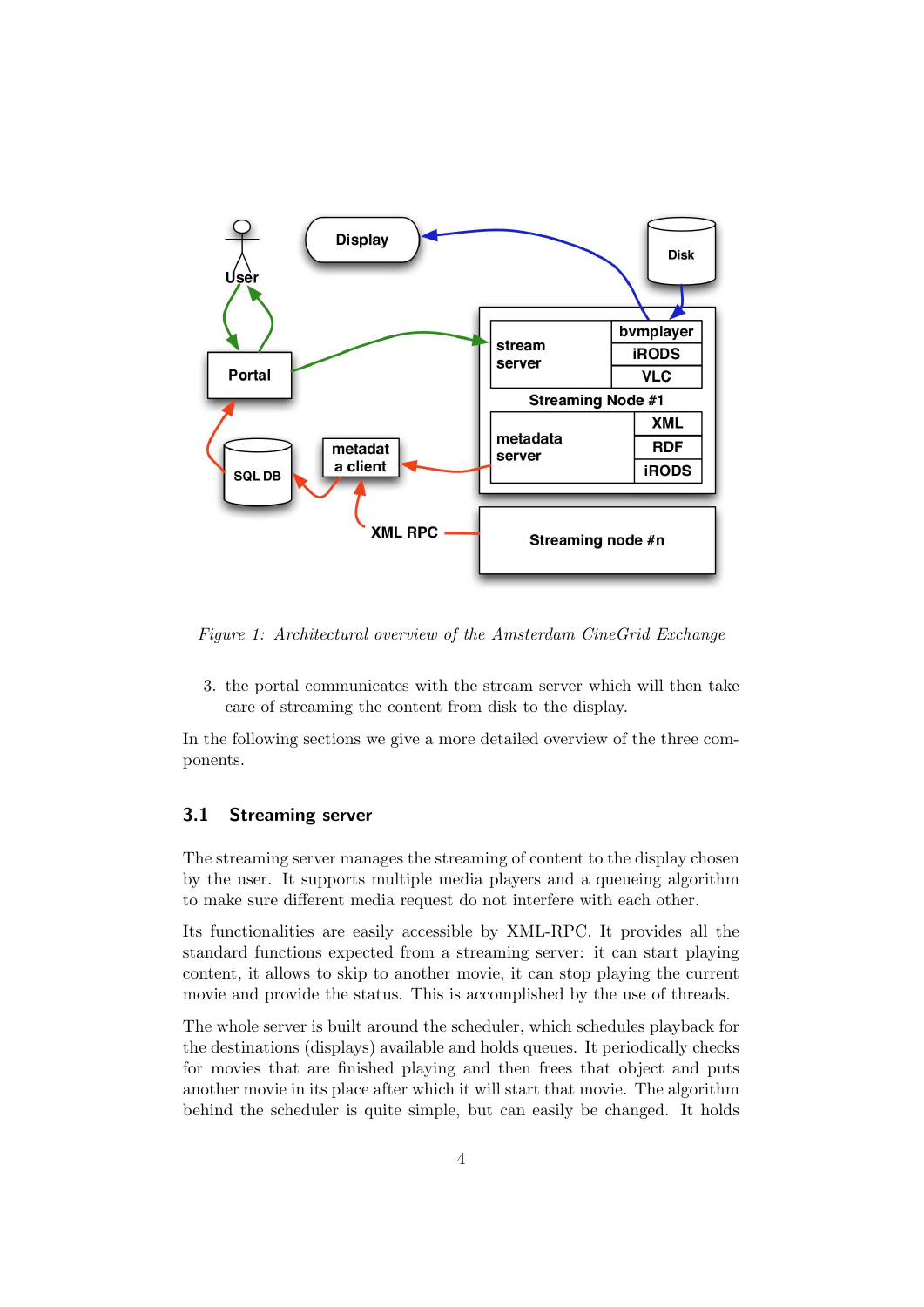*Figure 1: Architectural overview of the Amsterdam CineGrid Exchange*

3. the portal communicates with the stream server which will then take care of streaming the content from disk to the display.

In the following sections we give a more detailed overview of the three components.

## 3.1 Streaming server

The streaming server manages the streaming of content to the display chosen by the user. It supports multiple media players and a queueing algorithm to make sure different media request do not interfere with each other.

Its functionalities are easily accessible by XML-RPC. It provides all the standard functions expected from a streaming server: it can start playing content, it allows to skip to another movie, it can stop playing the current movie and provide the status. This is accomplished by the use of threads.

The whole server is built around the scheduler, which schedules playback for the destinations (displays) available and holds queues. It periodically checks for movies that are finished playing and then frees that object and puts another movie in its place after which it will start that movie. The algorithm behind the scheduler is quite simple, but can easily be changed. It holds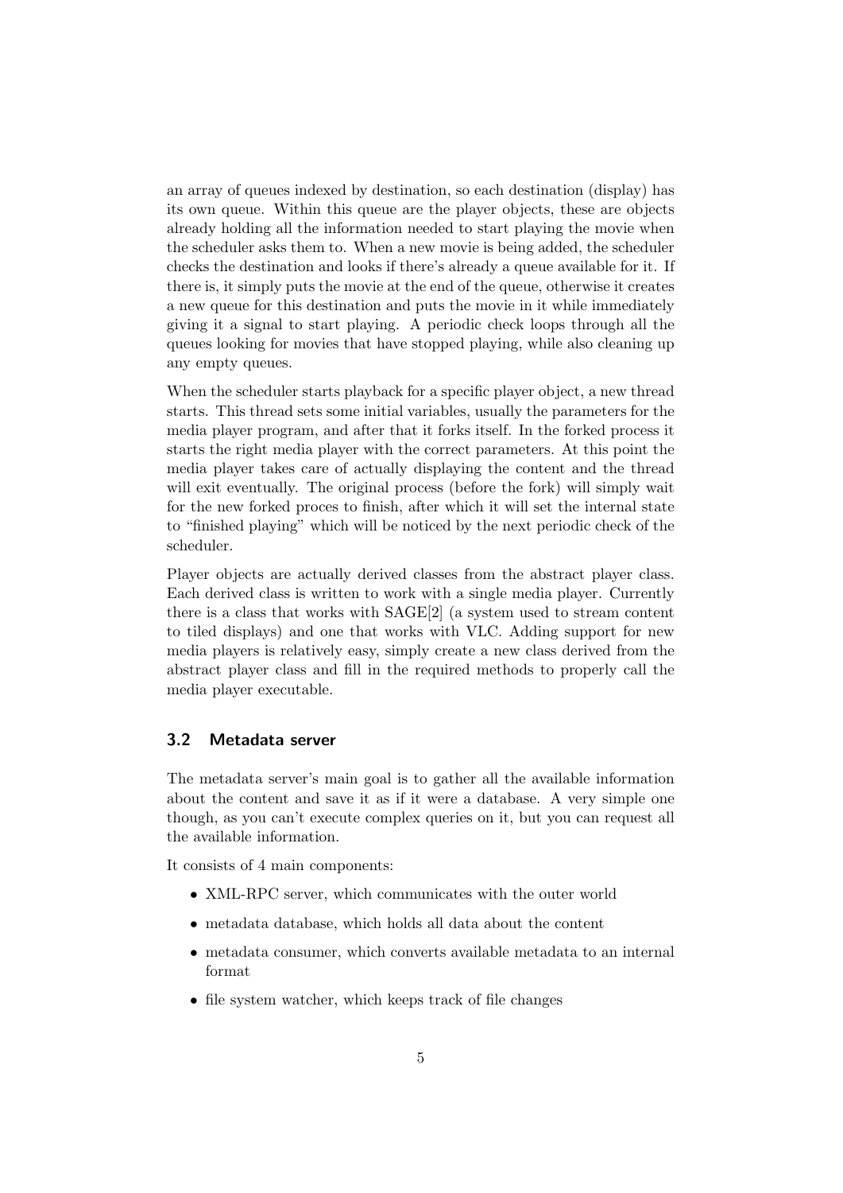an array of queues indexed by destination, so each destination (display) has its own queue. Within this queue are the player objects, these are objects already holding all the information needed to start playing the movie when the scheduler asks them to. When a new movie is being added, the scheduler checks the destination and looks if there's already a queue available for it. If there is, it simply puts the movie at the end of the queue, otherwise it creates a new queue for this destination and puts the movie in it while immediately giving it a signal to start playing. A periodic check loops through all the queues looking for movies that have stopped playing, while also cleaning up any empty queues.

When the scheduler starts playback for a specific player object, a new thread starts. This thread sets some initial variables, usually the parameters for the media player program, and after that it forks itself. In the forked process it starts the right media player with the correct parameters. At this point the media player takes care of actually displaying the content and the thread will exit eventually. The original process (before the fork) will simply wait for the new forked proces to finish, after which it will set the internal state to "finished playing" which will be noticed by the next periodic check of the scheduler.

Player objects are actually derived classes from the abstract player class. Each derived class is written to work with a single media player. Currently there is a class that works with SAGE[2] (a system used to stream content to tiled displays) and one that works with VLC. Adding support for new media players is relatively easy, simply create a new class derived from the abstract player class and fill in the required methods to properly call the media player executable.

### 3.2 Metadata server

The metadata server's main goal is to gather all the available information about the content and save it as if it were a database. A very simple one though, as you can't execute complex queries on it, but you can request all the available information.

It consists of 4 main components:

- XML-RPC server, which communicates with the outer world
- metadata database, which holds all data about the content
- metadata consumer, which converts available metadata to an internal format
- file system watcher, which keeps track of file changes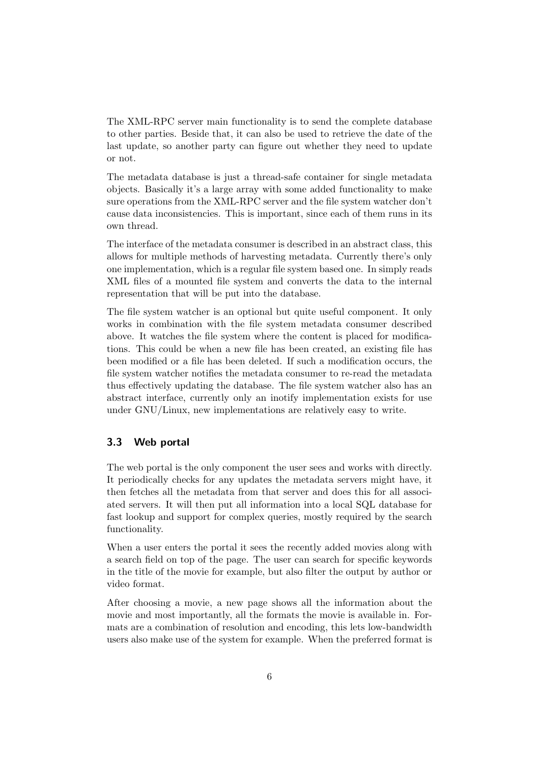The XML-RPC server main functionality is to send the complete database to other parties. Beside that, it can also be used to retrieve the date of the last update, so another party can figure out whether they need to update or not.

The metadata database is just a thread-safe container for single metadata objects. Basically it's a large array with some added functionality to make sure operations from the XML-RPC server and the file system watcher don't cause data inconsistencies. This is important, since each of them runs in its own thread.

The interface of the metadata consumer is described in an abstract class, this allows for multiple methods of harvesting metadata. Currently there's only one implementation, which is a regular file system based one. In simply reads XML files of a mounted file system and converts the data to the internal representation that will be put into the database.

The file system watcher is an optional but quite useful component. It only works in combination with the file system metadata consumer described above. It watches the file system where the content is placed for modifications. This could be when a new file has been created, an existing file has been modified or a file has been deleted. If such a modification occurs, the file system watcher notifies the metadata consumer to re-read the metadata thus effectively updating the database. The file system watcher also has an abstract interface, currently only an inotify implementation exists for use under GNU/Linux, new implementations are relatively easy to write.

### 3.3 Web portal

The web portal is the only component the user sees and works with directly. It periodically checks for any updates the metadata servers might have, it then fetches all the metadata from that server and does this for all associated servers. It will then put all information into a local SQL database for fast lookup and support for complex queries, mostly required by the search functionality.

When a user enters the portal it sees the recently added movies along with a search field on top of the page. The user can search for specific keywords in the title of the movie for example, but also filter the output by author or video format.

After choosing a movie, a new page shows all the information about the movie and most importantly, all the formats the movie is available in. Formats are a combination of resolution and encoding, this lets low-bandwidth users also make use of the system for example. When the preferred format is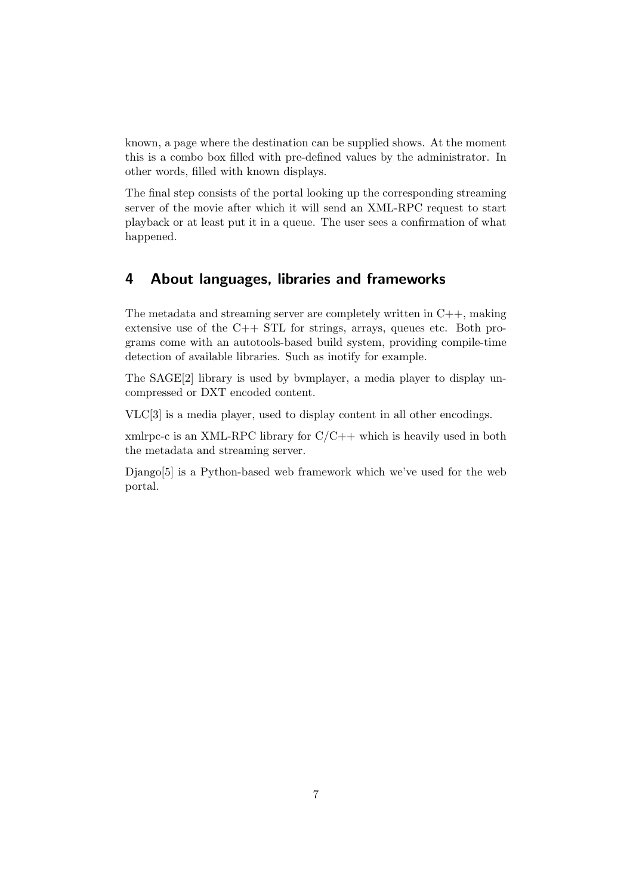known, a page where the destination can be supplied shows. At the moment this is a combo box filled with pre-defined values by the administrator. In other words, filled with known displays.

The final step consists of the portal looking up the corresponding streaming server of the movie after which it will send an XML-RPC request to start playback or at least put it in a queue. The user sees a confirmation of what happened.

## 4 About languages, libraries and frameworks

The metadata and streaming server are completely written in C++, making extensive use of the C++ STL for strings, arrays, queues etc. Both programs come with an autotools-based build system, providing compile-time detection of available libraries. Such as inotify for example.

The SAGE[2] library is used by bvmplayer, a media player to display uncompressed or DXT encoded content.

VLC[3] is a media player, used to display content in all other encodings.

xmlrpc-c is an XML-RPC library for C/C++ which is heavily used in both the metadata and streaming server.

Django[5] is a Python-based web framework which we've used for the web portal.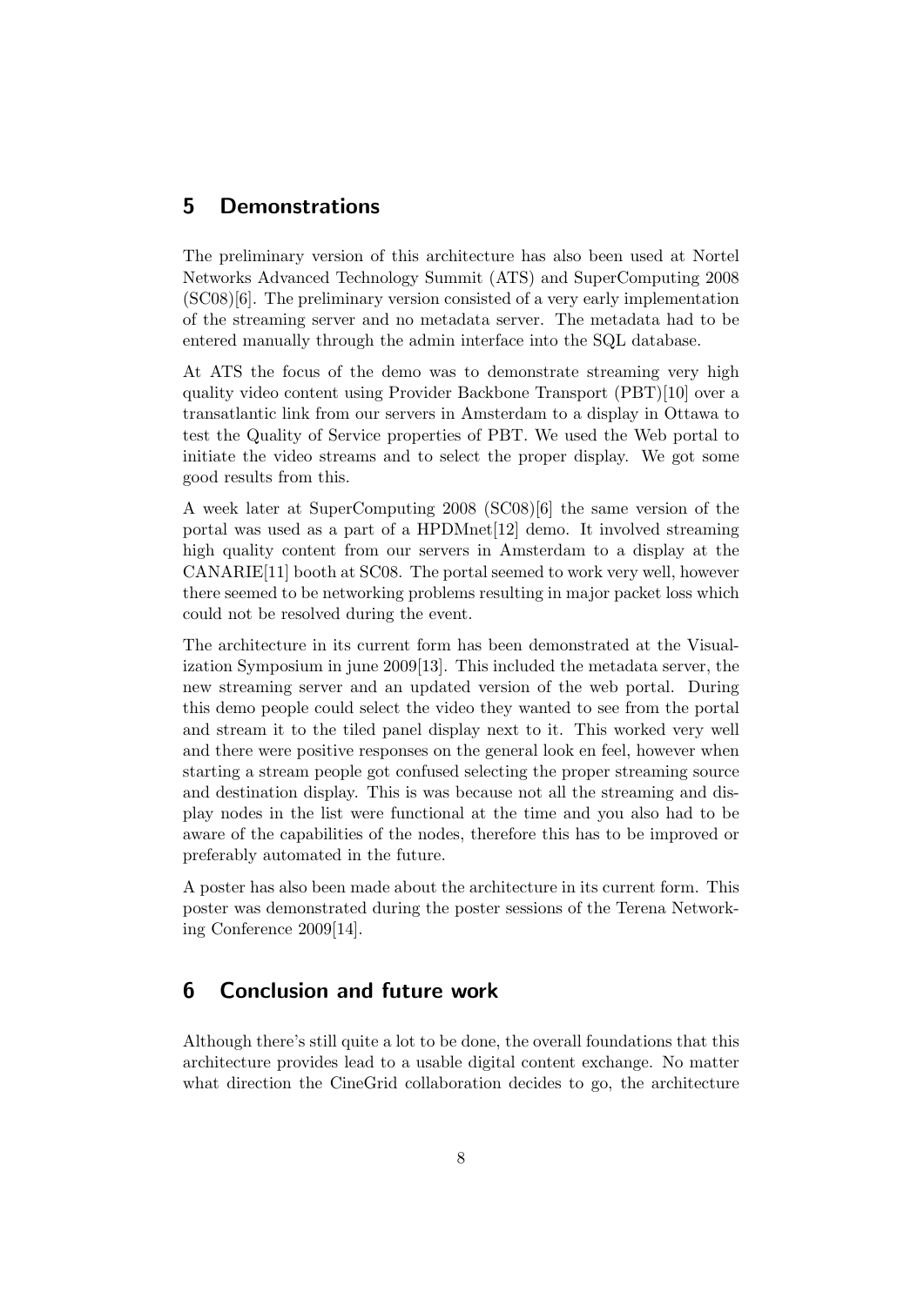## 5 Demonstrations

The preliminary version of this architecture has also been used at Nortel Networks Advanced Technology Summit (ATS) and SuperComputing 2008 (SC08)[6]. The preliminary version consisted of a very early implementation of the streaming server and no metadata server. The metadata had to be entered manually through the admin interface into the SQL database.

At ATS the focus of the demo was to demonstrate streaming very high quality video content using Provider Backbone Transport (PBT)[10] over a transatlantic link from our servers in Amsterdam to a display in Ottawa to test the Quality of Service properties of PBT. We used the Web portal to initiate the video streams and to select the proper display. We got some good results from this.

A week later at SuperComputing 2008 (SC08)[6] the same version of the portal was used as a part of a HPDMnet[12] demo. It involved streaming high quality content from our servers in Amsterdam to a display at the CANARIE[11] booth at SC08. The portal seemed to work very well, however there seemed to be networking problems resulting in major packet loss which could not be resolved during the event.

The architecture in its current form has been demonstrated at the Visualization Symposium in june 2009[13]. This included the metadata server, the new streaming server and an updated version of the web portal. During this demo people could select the video they wanted to see from the portal and stream it to the tiled panel display next to it. This worked very well and there were positive responses on the general look en feel, however when starting a stream people got confused selecting the proper streaming source and destination display. This is was because not all the streaming and display nodes in the list were functional at the time and you also had to be aware of the capabilities of the nodes, therefore this has to be improved or preferably automated in the future.

A poster has also been made about the architecture in its current form. This poster was demonstrated during the poster sessions of the Terena Networking Conference 2009[14].

## 6 Conclusion and future work

Although there's still quite a lot to be done, the overall foundations that this architecture provides lead to a usable digital content exchange. No matter what direction the CineGrid collaboration decides to go, the architecture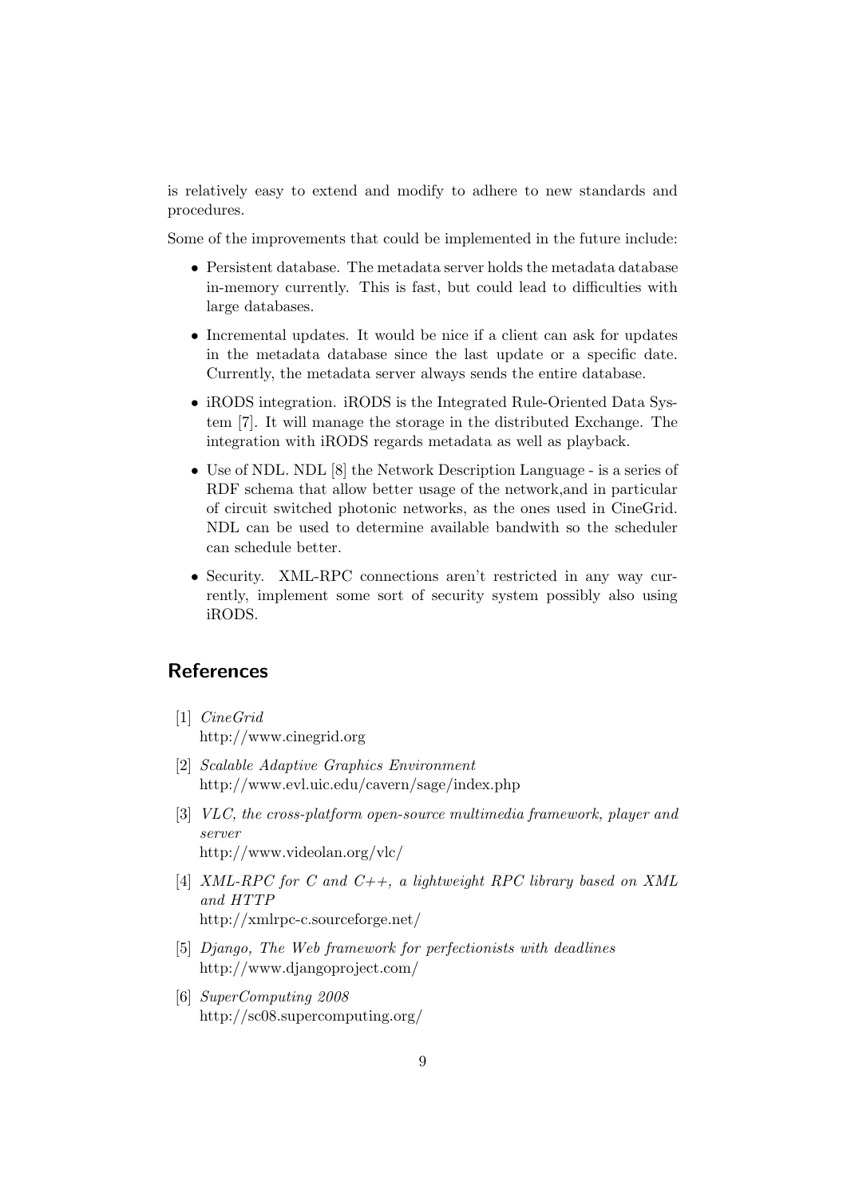is relatively easy to extend and modify to adhere to new standards and procedures.

Some of the improvements that could be implemented in the future include:

- Persistent database. The metadata server holds the metadata database in-memory currently. This is fast, but could lead to difficulties with large databases.
- Incremental updates. It would be nice if a client can ask for updates in the metadata database since the last update or a specific date. Currently, the metadata server always sends the entire database.
- iRODS integration. iRODS is the Integrated Rule-Oriented Data System [7]. It will manage the storage in the distributed Exchange. The integration with iRODS regards metadata as well as playback.
- Use of NDL. NDL [8] the Network Description Language - is a series of RDF schema that allow better usage of the network,and in particular of circuit switched photonic networks, as the ones used in CineGrid. NDL can be used to determine available bandwith so the scheduler can schedule better.
- Security. XML-RPC connections aren't restricted in any way currently, implement some sort of security system possibly also using iRODS.

## References

[1] *CineGrid*
http://www.cinegrid.org

[2] *Scalable Adaptive Graphics Environment*
http://www.evl.uic.edu/cavern/sage/index.php

[3] *VLC, the cross-platform open-source multimedia framework, player and server*
http://www.videolan.org/vlc/

[4] *XML-RPC for C and C++, a lightweight RPC library based on XML and HTTP*
http://xmlrpc-c.sourceforge.net/

[5] *Django, The Web framework for perfectionists with deadlines*
http://www.djangoproject.com/

[6] *SuperComputing 2008*
http://sc08.supercomputing.org/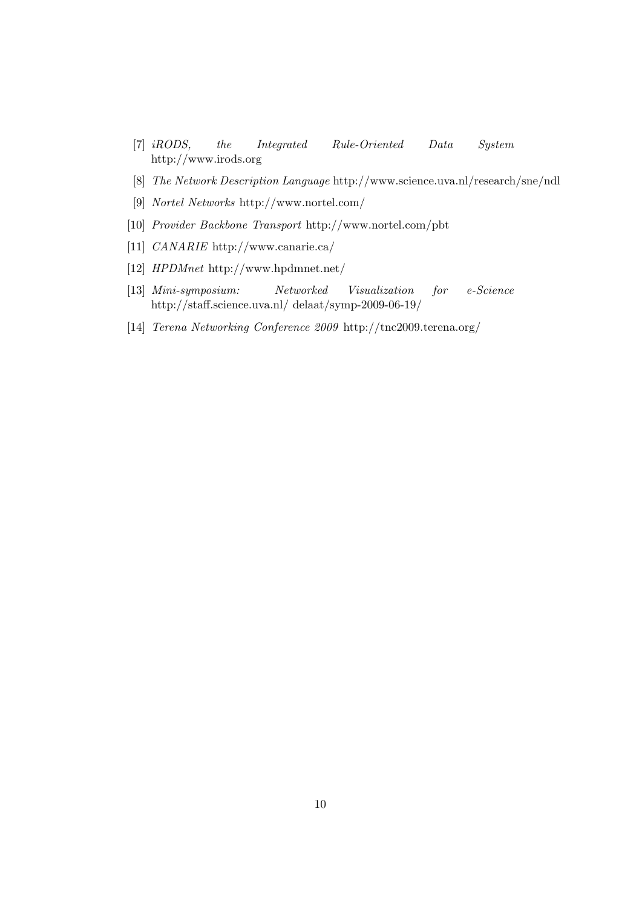[7] *iRODS, the Integrated Rule-Oriented Data System* http://www.irods.org

[8] *The Network Description Language* http://www.science.uva.nl/research/sne/ndl

[9] *Nortel Networks* http://www.nortel.com/

[10] *Provider Backbone Transport* http://www.nortel.com/pbt

[11] *CANARIE* http://www.canarie.ca/

[12] *HPDMnet* http://www.hpdmnet.net/

[13] *Mini-symposium: Networked Visualization for e-Science* http://staff.science.uva.nl/ delaat/symp-2009-06-19/

[14] *Terena Networking Conference 2009* http://tnc2009.terena.org/